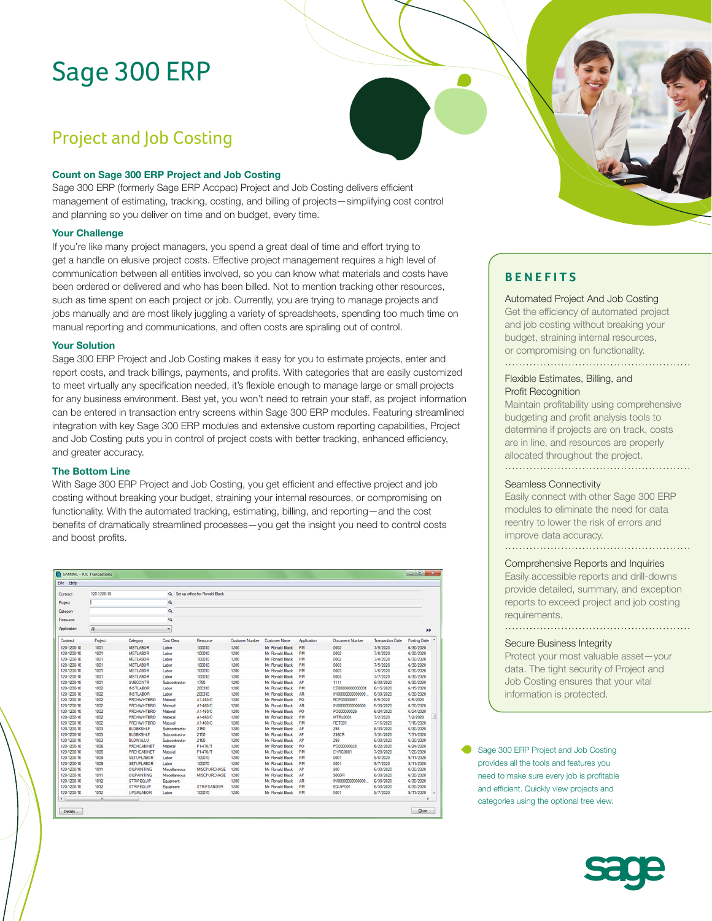// Sage 300 ERP

## Project and Job Costing

### Count on Sage 300 ERP Project and Job Costing

Sage 300 ERP (formerly Sage ERP Accpac) Project and Job Costing delivers efficient management of estimating, tracking, costing, and billing of projects—simplifying cost control and planning so you deliver on time and on budget, every time.

### Your Challenge

If you're like many project managers, you spend a great deal of time and effort trying to get a handle on elusive project costs. Effective project management requires a high level of communication between all entities involved, so you can know what materials and costs have been ordered or delivered and who has been billed. Not to mention tracking other resources, such as time spent on each project or job. Currently, you are trying to manage projects and jobs manually and are most likely juggling a variety of spreadsheets, spending too much time on manual reporting and communications, and often costs are spiraling out of control.

### Your Solution

Sage 300 ERP Project and Job Costing makes it easy for you to estimate projects, enter and report costs, and track billings, payments, and profits. With categories that are easily customized to meet virtually any specification needed, it's flexible enough to manage large or small projects for any business environment. Best yet, you won't need to retrain your staff, as project information can be entered in transaction entry screens within Sage 300 ERP modules. Featuring streamlined integration with key Sage 300 ERP modules and extensive custom reporting capabilities, Project and Job Costing puts you in control of project costs with better tracking, enhanced efficiency, and greater accuracy.

### The Bottom Line

With Sage 300 ERP Project and Job Costing, you get efficient and effective project and job costing without breaking your budget, straining your internal resources, or compromising on functionality. With the automated tracking, estimating, billing, and reporting—and the cost benefits of dramatically streamlined processes—you get the insight you need to control costs and boost profits.

Sage 300 ERP Project and Job Costing provides all the tools and features you need to make sure every job is profitable and efficient. Quickly view projects and categories using the optional tree view.

## BENEFITS

**Automated Project And Job Costing**
Get the efficiency of automated project and job costing without breaking your budget, straining internal resources, or compromising on functionality.

**Flexible Estimates, Billing, and Profit Recognition**
Maintain profitability using comprehensive budgeting and profit analysis tools to determine if projects are on track, costs are in line, and resources are properly allocated throughout the project.

**Seamless Connectivity**
Easily connect with other Sage 300 ERP modules to eliminate the need for data reentry to lower the risk of errors and improve data accuracy.

**Comprehensive Reports and Inquiries**
Easily accessible reports and drill-downs provide detailed, summary, and exception reports to exceed project and job costing requirements.

**Secure Business Integrity**
Protect your most valuable asset—your data. The tight security of Project and Job Costing ensures that your vital information is protected.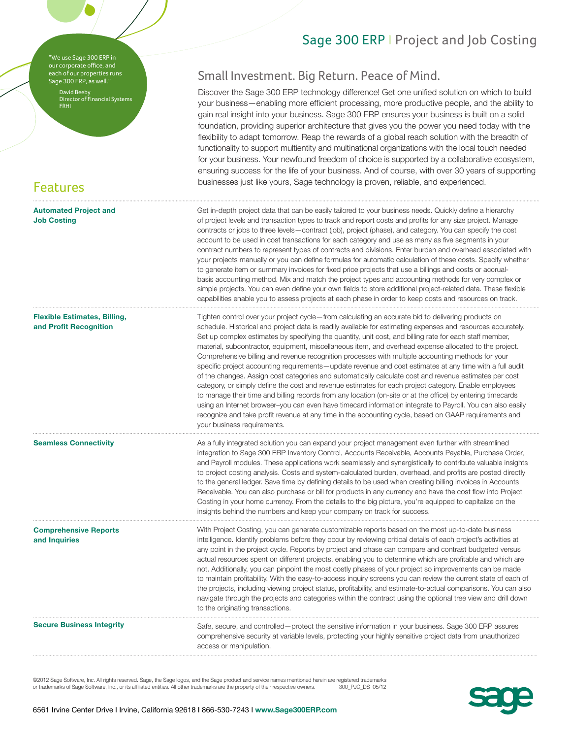# Sage 300 ERP | Project and Job Costing

"We use Sage 300 ERP in our corporate office, and each of our properties runs Sage 300 ERP, as well."

David Beeby
Director of Financial Systems
FRHI

## Small Investment. Big Return. Peace of Mind.

Discover the Sage 300 ERP technology difference! Get one unified solution on which to build your business—enabling more efficient processing, more productive people, and the ability to gain real insight into your business. Sage 300 ERP ensures your business is built on a solid foundation, providing superior architecture that gives you the power you need today with the flexibility to adapt tomorrow. Reap the rewards of a global reach solution with the breadth of functionality to support multientity and multinational organizations with the local touch needed for your business. Your newfound freedom of choice is supported by a collaborative ecosystem, ensuring success for the life of your business. And of course, with over 30 years of supporting businesses just like yours, Sage technology is proven, reliable, and experienced.

## Features

**Automated Project and Job Costing**

Get in-depth project data that can be easily tailored to your business needs. Quickly define a hierarchy of project levels and transaction types to track and report costs and profits for any size project. Manage contracts or jobs to three levels—contract (job), project (phase), and category. You can specify the cost account to be used in cost transactions for each category and use as many as five segments in your contract numbers to represent types of contracts and divisions. Enter burden and overhead associated with your projects manually or you can define formulas for automatic calculation of these costs. Specify whether to generate item or summary invoices for fixed price projects that use a billings and costs or accrual-basis accounting method. Mix and match the project types and accounting methods for very complex or simple projects. You can even define your own fields to store additional project-related data. These flexible capabilities enable you to assess projects at each phase in order to keep costs and resources on track.

**Flexible Estimates, Billing, and Profit Recognition**

Tighten control over your project cycle—from calculating an accurate bid to delivering products on schedule. Historical and project data is readily available for estimating expenses and resources accurately. Set up complex estimates by specifying the quantity, unit cost, and billing rate for each staff member, material, subcontractor, equipment, miscellaneous item, and overhead expense allocated to the project. Comprehensive billing and revenue recognition processes with multiple accounting methods for your specific project accounting requirements—update revenue and cost estimates at any time with a full audit of the changes. Assign cost categories and automatically calculate cost and revenue estimates per cost category, or simply define the cost and revenue estimates for each project category. Enable employees to manage their time and billing records from any location (on-site or at the office) by entering timecards using an Internet browser–you can even have timecard information integrate to Payroll. You can also easily recognize and take profit revenue at any time in the accounting cycle, based on GAAP requirements and your business requirements.

**Seamless Connectivity**

As a fully integrated solution you can expand your project management even further with streamlined integration to Sage 300 ERP Inventory Control, Accounts Receivable, Accounts Payable, Purchase Order, and Payroll modules. These applications work seamlessly and synergistically to contribute valuable insights to project costing analysis. Costs and system-calculated burden, overhead, and profits are posted directly to the general ledger. Save time by defining details to be used when creating billing invoices in Accounts Receivable. You can also purchase or bill for products in any currency and have the cost flow into Project Costing in your home currency. From the details to the big picture, you're equipped to capitalize on the insights behind the numbers and keep your company on track for success.

**Comprehensive Reports and Inquiries**

With Project Costing, you can generate customizable reports based on the most up-to-date business intelligence. Identify problems before they occur by reviewing critical details of each project's activities at any point in the project cycle. Reports by project and phase can compare and contrast budgeted versus actual resources spent on different projects, enabling you to determine which are profitable and which are not. Additionally, you can pinpoint the most costly phases of your project so improvements can be made to maintain profitability. With the easy-to-access inquiry screens you can review the current state of each of the projects, including viewing project status, profitability, and estimate-to-actual comparisons. You can also navigate through the projects and categories within the contract using the optional tree view and drill down to the originating transactions.

**Secure Business Integrity**

Safe, secure, and controlled—protect the sensitive information in your business. Sage 300 ERP assures comprehensive security at variable levels, protecting your highly sensitive project data from unauthorized access or manipulation.

©2012 Sage Software, Inc. All rights reserved. Sage, the Sage logos, and the Sage product and service names mentioned herein are registered trademarks or trademarks of Sage Software, Inc., or its affiliated entities. All other trademarks are the property of their respective owners. 300_PJC_DS 05/12

6561 Irvine Center Drive I Irvine, California 92618 I 866-530-7243 I **www.Sage300ERP.com**